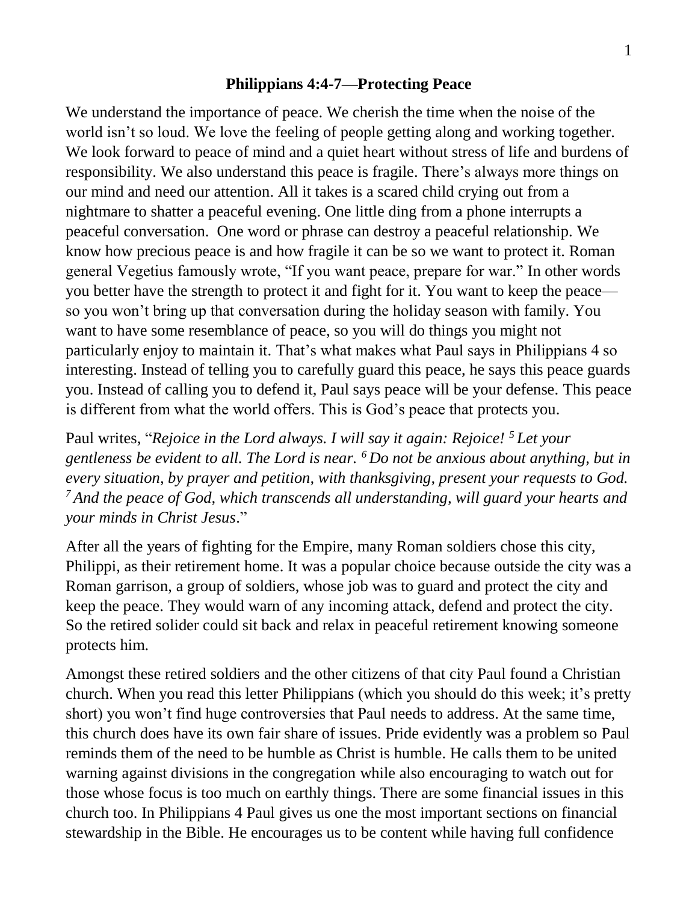**Philippians 4:4-7—Protecting Peace**

We understand the importance of peace. We cherish the time when the noise of the world isn't so loud. We love the feeling of people getting along and working together. We look forward to peace of mind and a quiet heart without stress of life and burdens of responsibility. We also understand this peace is fragile. There's always more things on our mind and need our attention. All it takes is a scared child crying out from a nightmare to shatter a peaceful evening. One little ding from a phone interrupts a peaceful conversation. One word or phrase can destroy a peaceful relationship. We know how precious peace is and how fragile it can be so we want to protect it. Roman general Vegetius famously wrote, "If you want peace, prepare for war." In other words you better have the strength to protect it and fight for it. You want to keep the peace—so you won't bring up that conversation during the holiday season with family. You want to have some resemblance of peace, so you will do things you might not particularly enjoy to maintain it. That's what makes what Paul says in Philippians 4 so interesting. Instead of telling you to carefully guard this peace, he says this peace guards you. Instead of calling you to defend it, Paul says peace will be your defense. This peace is different from what the world offers. This is God's peace that protects you.

Paul writes, "*Rejoice in the Lord always. I will say it again: Rejoice! 5 Let your gentleness be evident to all. The Lord is near. 6 Do not be anxious about anything, but in every situation, by prayer and petition, with thanksgiving, present your requests to God. 7 And the peace of God, which transcends all understanding, will guard your hearts and your minds in Christ Jesus*."

After all the years of fighting for the Empire, many Roman soldiers chose this city, Philippi, as their retirement home. It was a popular choice because outside the city was a Roman garrison, a group of soldiers, whose job was to guard and protect the city and keep the peace. They would warn of any incoming attack, defend and protect the city. So the retired solider could sit back and relax in peaceful retirement knowing someone protects him.

Amongst these retired soldiers and the other citizens of that city Paul found a Christian church. When you read this letter Philippians (which you should do this week; it's pretty short) you won't find huge controversies that Paul needs to address. At the same time, this church does have its own fair share of issues. Pride evidently was a problem so Paul reminds them of the need to be humble as Christ is humble. He calls them to be united warning against divisions in the congregation while also encouraging to watch out for those whose focus is too much on earthly things. There are some financial issues in this church too. In Philippians 4 Paul gives us one the most important sections on financial stewardship in the Bible. He encourages us to be content while having full confidence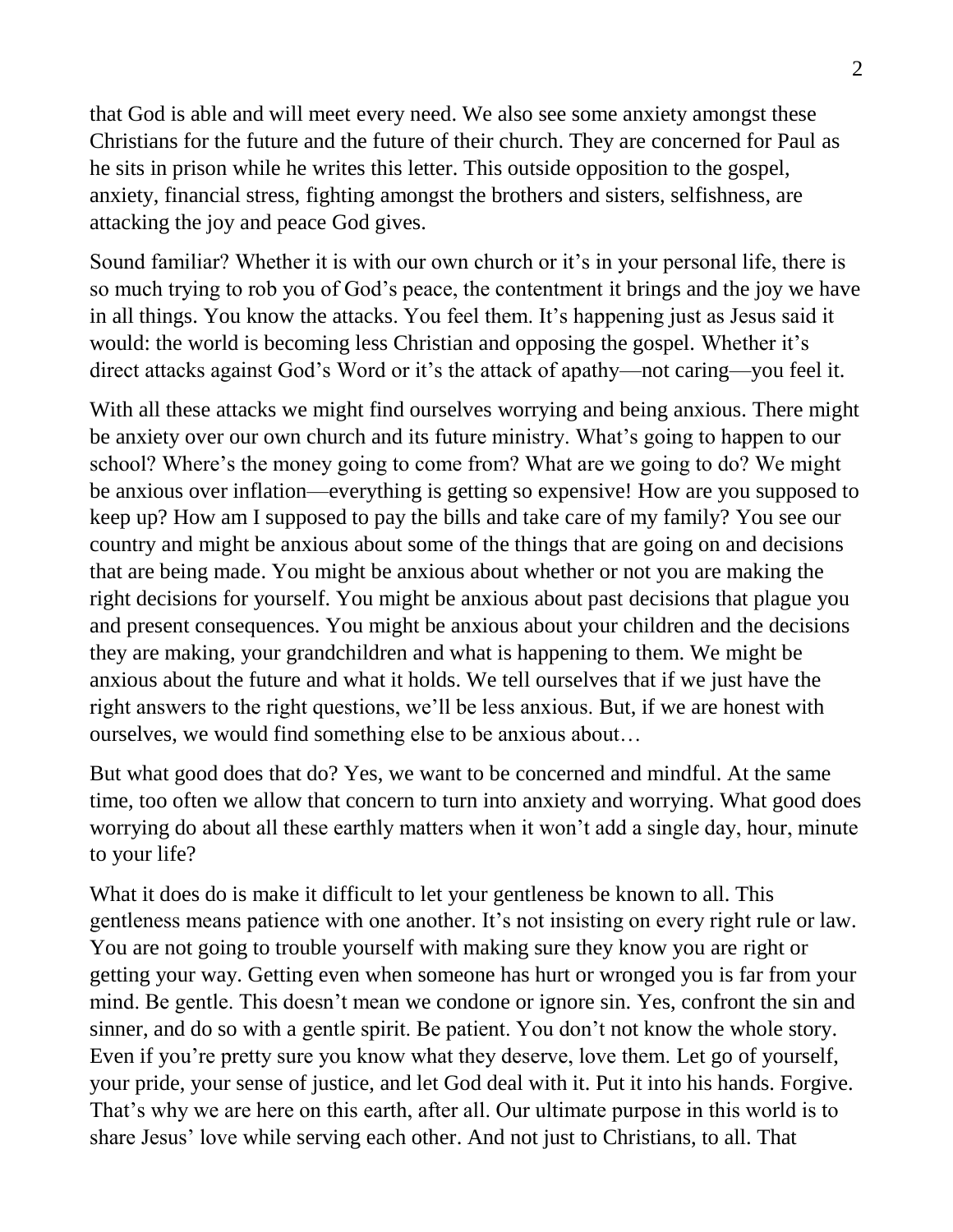that God is able and will meet every need. We also see some anxiety amongst these Christians for the future and the future of their church. They are concerned for Paul as he sits in prison while he writes this letter. This outside opposition to the gospel, anxiety, financial stress, fighting amongst the brothers and sisters, selfishness, are attacking the joy and peace God gives.

Sound familiar? Whether it is with our own church or it's in your personal life, there is so much trying to rob you of God's peace, the contentment it brings and the joy we have in all things. You know the attacks. You feel them. It's happening just as Jesus said it would: the world is becoming less Christian and opposing the gospel. Whether it's direct attacks against God's Word or it's the attack of apathy—not caring—you feel it.

With all these attacks we might find ourselves worrying and being anxious. There might be anxiety over our own church and its future ministry. What's going to happen to our school? Where's the money going to come from? What are we going to do? We might be anxious over inflation—everything is getting so expensive! How are you supposed to keep up? How am I supposed to pay the bills and take care of my family? You see our country and might be anxious about some of the things that are going on and decisions that are being made. You might be anxious about whether or not you are making the right decisions for yourself. You might be anxious about past decisions that plague you and present consequences. You might be anxious about your children and the decisions they are making, your grandchildren and what is happening to them. We might be anxious about the future and what it holds. We tell ourselves that if we just have the right answers to the right questions, we'll be less anxious. But, if we are honest with ourselves, we would find something else to be anxious about…

But what good does that do? Yes, we want to be concerned and mindful. At the same time, too often we allow that concern to turn into anxiety and worrying. What good does worrying do about all these earthly matters when it won't add a single day, hour, minute to your life?

What it does do is make it difficult to let your gentleness be known to all. This gentleness means patience with one another. It's not insisting on every right rule or law. You are not going to trouble yourself with making sure they know you are right or getting your way. Getting even when someone has hurt or wronged you is far from your mind. Be gentle. This doesn't mean we condone or ignore sin. Yes, confront the sin and sinner, and do so with a gentle spirit. Be patient. You don't not know the whole story. Even if you're pretty sure you know what they deserve, love them. Let go of yourself, your pride, your sense of justice, and let God deal with it. Put it into his hands. Forgive. That's why we are here on this earth, after all. Our ultimate purpose in this world is to share Jesus' love while serving each other. And not just to Christians, to all. That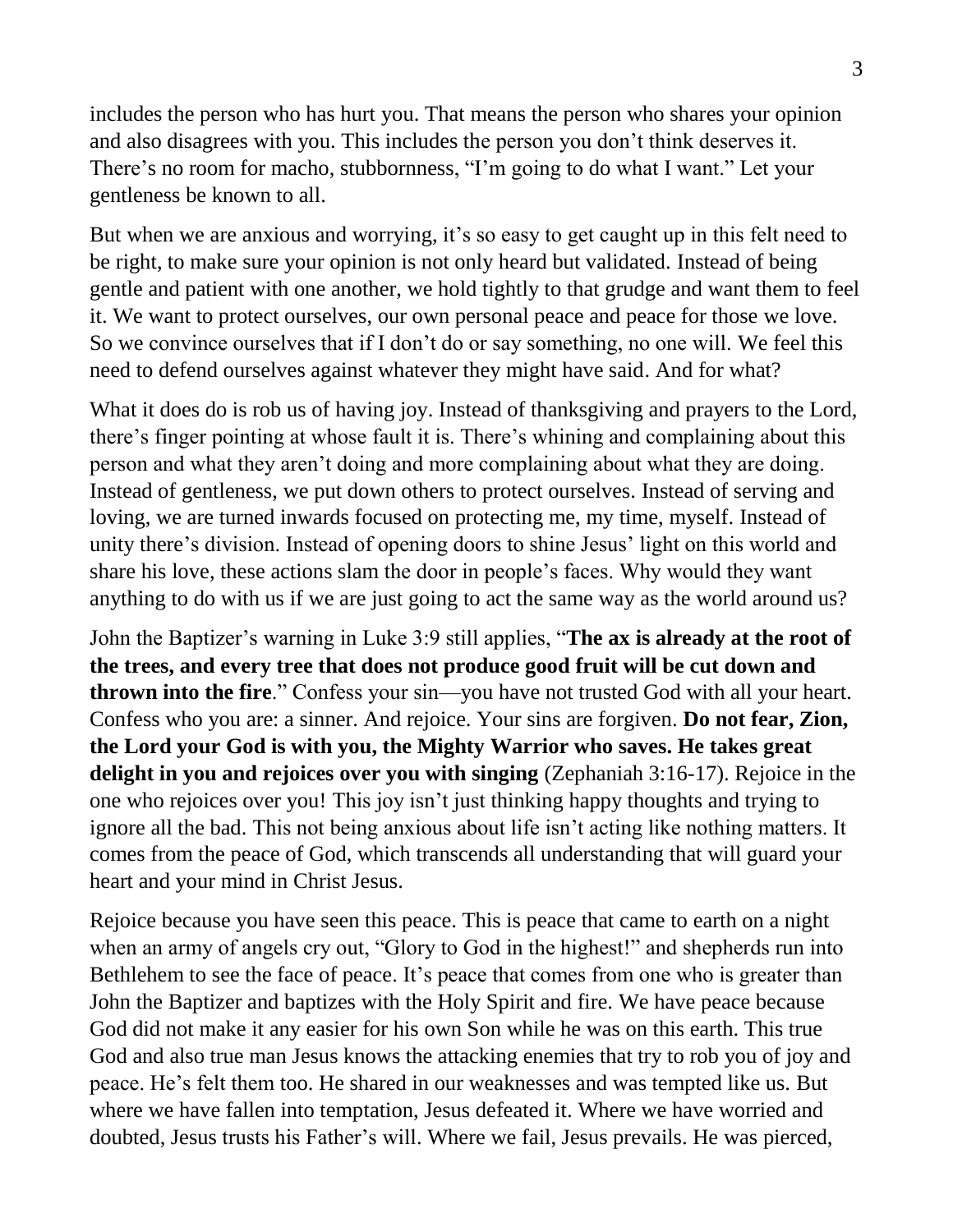includes the person who has hurt you. That means the person who shares your opinion and also disagrees with you. This includes the person you don't think deserves it. There's no room for macho, stubbornness, "I'm going to do what I want." Let your gentleness be known to all.

But when we are anxious and worrying, it's so easy to get caught up in this felt need to be right, to make sure your opinion is not only heard but validated. Instead of being gentle and patient with one another, we hold tightly to that grudge and want them to feel it. We want to protect ourselves, our own personal peace and peace for those we love. So we convince ourselves that if I don't do or say something, no one will. We feel this need to defend ourselves against whatever they might have said. And for what?

What it does do is rob us of having joy. Instead of thanksgiving and prayers to the Lord, there's finger pointing at whose fault it is. There's whining and complaining about this person and what they aren't doing and more complaining about what they are doing. Instead of gentleness, we put down others to protect ourselves. Instead of serving and loving, we are turned inwards focused on protecting me, my time, myself. Instead of unity there's division. Instead of opening doors to shine Jesus' light on this world and share his love, these actions slam the door in people's faces. Why would they want anything to do with us if we are just going to act the same way as the world around us?

John the Baptizer's warning in Luke 3:9 still applies, "**The ax is already at the root of the trees, and every tree that does not produce good fruit will be cut down and thrown into the fire**." Confess your sin—you have not trusted God with all your heart. Confess who you are: a sinner. And rejoice. Your sins are forgiven. **Do not fear, Zion, the Lord your God is with you, the Mighty Warrior who saves. He takes great delight in you and rejoices over you with singing** (Zephaniah 3:16-17). Rejoice in the one who rejoices over you! This joy isn't just thinking happy thoughts and trying to ignore all the bad. This not being anxious about life isn't acting like nothing matters. It comes from the peace of God, which transcends all understanding that will guard your heart and your mind in Christ Jesus.

Rejoice because you have seen this peace. This is peace that came to earth on a night when an army of angels cry out, "Glory to God in the highest!" and shepherds run into Bethlehem to see the face of peace. It's peace that comes from one who is greater than John the Baptizer and baptizes with the Holy Spirit and fire. We have peace because God did not make it any easier for his own Son while he was on this earth. This true God and also true man Jesus knows the attacking enemies that try to rob you of joy and peace. He's felt them too. He shared in our weaknesses and was tempted like us. But where we have fallen into temptation, Jesus defeated it. Where we have worried and doubted, Jesus trusts his Father's will. Where we fail, Jesus prevails. He was pierced,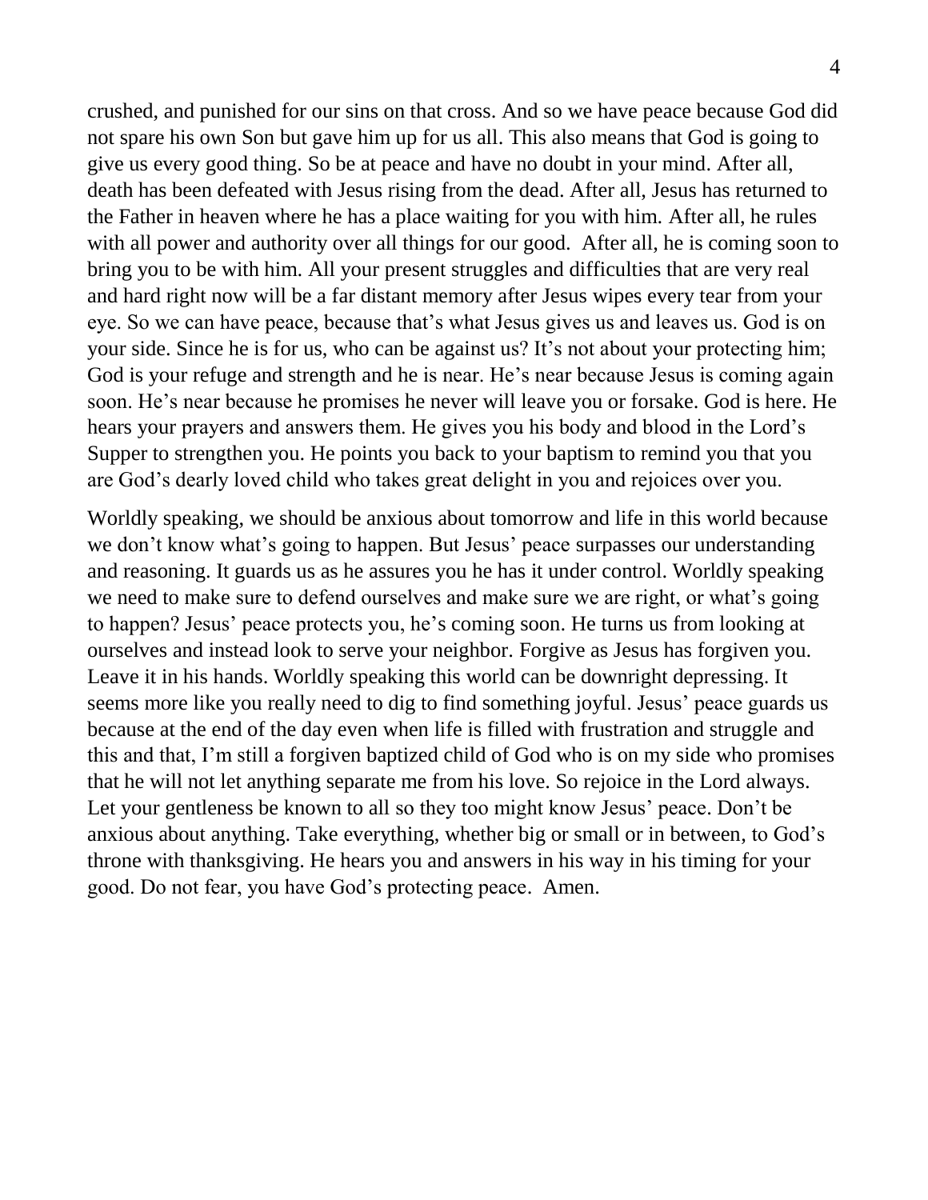crushed, and punished for our sins on that cross. And so we have peace because God did not spare his own Son but gave him up for us all. This also means that God is going to give us every good thing. So be at peace and have no doubt in your mind. After all, death has been defeated with Jesus rising from the dead. After all, Jesus has returned to the Father in heaven where he has a place waiting for you with him. After all, he rules with all power and authority over all things for our good. After all, he is coming soon to bring you to be with him. All your present struggles and difficulties that are very real and hard right now will be a far distant memory after Jesus wipes every tear from your eye. So we can have peace, because that's what Jesus gives us and leaves us. God is on your side. Since he is for us, who can be against us? It's not about your protecting him; God is your refuge and strength and he is near. He's near because Jesus is coming again soon. He's near because he promises he never will leave you or forsake. God is here. He hears your prayers and answers them. He gives you his body and blood in the Lord's Supper to strengthen you. He points you back to your baptism to remind you that you are God's dearly loved child who takes great delight in you and rejoices over you.

Worldly speaking, we should be anxious about tomorrow and life in this world because we don't know what's going to happen. But Jesus' peace surpasses our understanding and reasoning. It guards us as he assures you he has it under control. Worldly speaking we need to make sure to defend ourselves and make sure we are right, or what's going to happen? Jesus' peace protects you, he's coming soon. He turns us from looking at ourselves and instead look to serve your neighbor. Forgive as Jesus has forgiven you. Leave it in his hands. Worldly speaking this world can be downright depressing. It seems more like you really need to dig to find something joyful. Jesus' peace guards us because at the end of the day even when life is filled with frustration and struggle and this and that, I'm still a forgiven baptized child of God who is on my side who promises that he will not let anything separate me from his love. So rejoice in the Lord always. Let your gentleness be known to all so they too might know Jesus' peace. Don't be anxious about anything. Take everything, whether big or small or in between, to God's throne with thanksgiving. He hears you and answers in his way in his timing for your good. Do not fear, you have God's protecting peace. Amen.